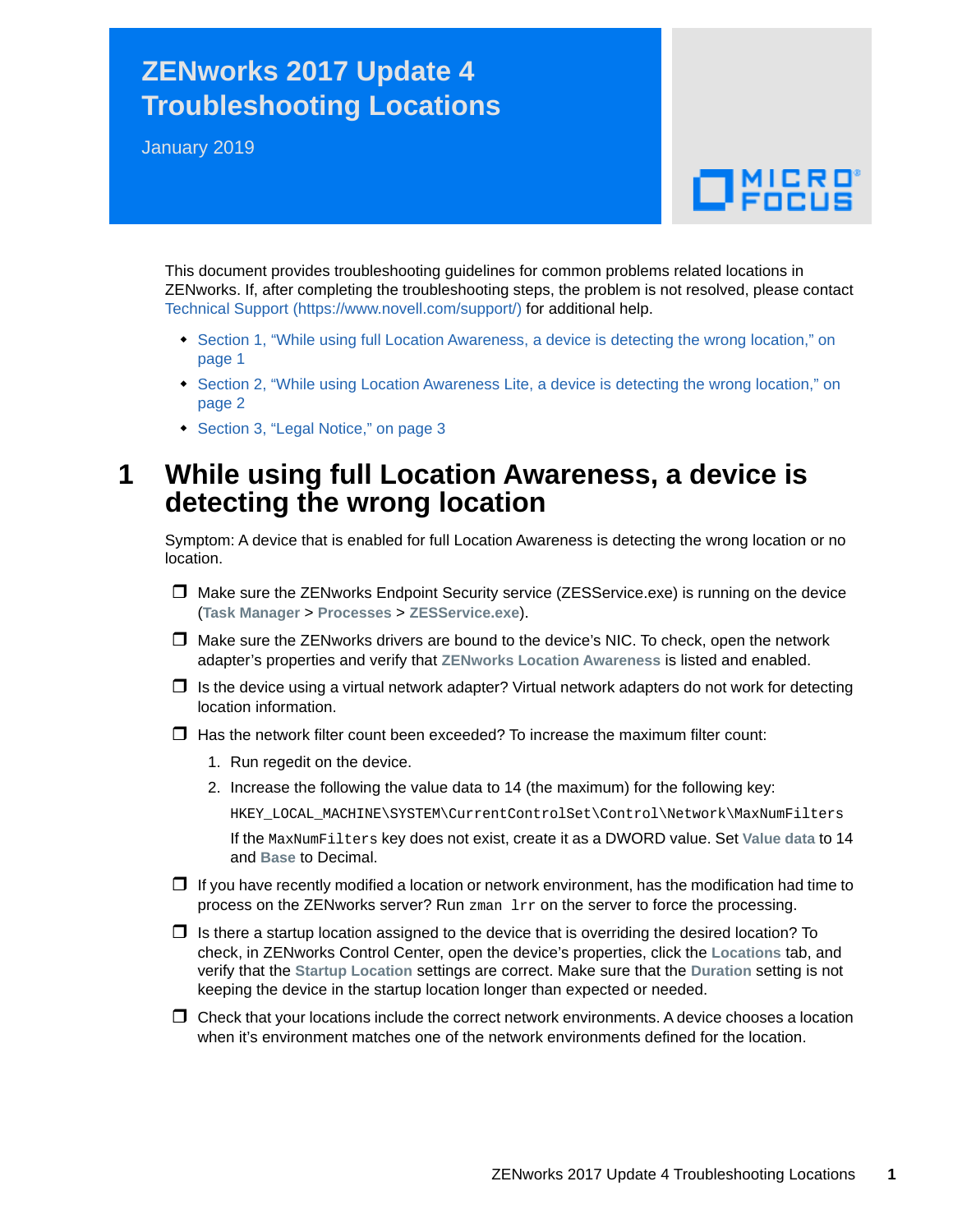# ZENworks 2017 Update 4 Troubleshooting Locations

January 2019

This document provides troubleshooting guidelines for common problems related locations in ZENworks. If, after completing the troubleshooting steps, the problem is not resolved, please contact Technical Support (https://www.novell.com/support/) for additional help.

- Section 1, "While using full Location Awareness, a device is detecting the wrong location," on page 1
- Section 2, "While using Location Awareness Lite, a device is detecting the wrong location," on page 2
- Section 3, "Legal Notice," on page 3

## 1 While using full Location Awareness, a device is detecting the wrong location

Symptom: A device that is enabled for full Location Awareness is detecting the wrong location or no location.

- ❒ Make sure the ZENworks Endpoint Security service (ZESService.exe) is running on the device (**Task Manager** > **Processes** > **ZESService.exe**).
- ❒ Make sure the ZENworks drivers are bound to the device's NIC. To check, open the network adapter's properties and verify that **ZENworks Location Awareness** is listed and enabled.
- ❒ Is the device using a virtual network adapter? Virtual network adapters do not work for detecting location information.
- ❒ Has the network filter count been exceeded? To increase the maximum filter count:
  1. Run regedit on the device.
  2. Increase the following the value data to 14 (the maximum) for the following key:

     `HKEY_LOCAL_MACHINE\SYSTEM\CurrentControlSet\Control\Network\MaxNumFilters`

     If the `MaxNumFilters` key does not exist, create it as a DWORD value. Set **Value data** to 14 and **Base** to Decimal.
- ❒ If you have recently modified a location or network environment, has the modification had time to process on the ZENworks server? Run `zman lrr` on the server to force the processing.
- ❒ Is there a startup location assigned to the device that is overriding the desired location? To check, in ZENworks Control Center, open the device's properties, click the **Locations** tab, and verify that the **Startup Location** settings are correct. Make sure that the **Duration** setting is not keeping the device in the startup location longer than expected or needed.
- ❒ Check that your locations include the correct network environments. A device chooses a location when it's environment matches one of the network environments defined for the location.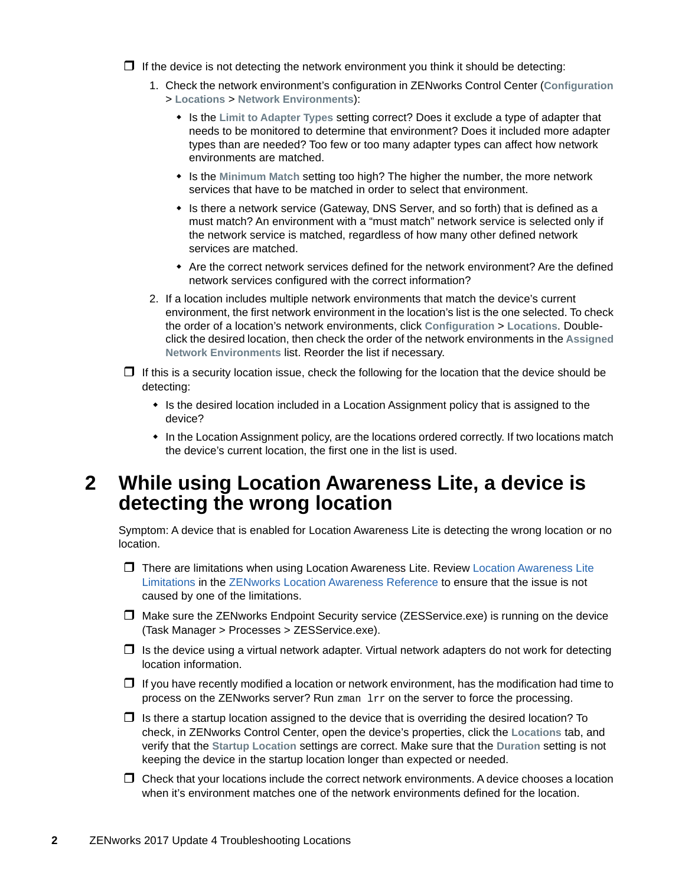- ❒ If the device is not detecting the network environment you think it should be detecting:
  1. Check the network environment's configuration in ZENworks Control Center (**Configuration** > **Locations** > **Network Environments**):
     - Is the **Limit to Adapter Types** setting correct? Does it exclude a type of adapter that needs to be monitored to determine that environment? Does it included more adapter types than are needed? Too few or too many adapter types can affect how network environments are matched.
     - Is the **Minimum Match** setting too high? The higher the number, the more network services that have to be matched in order to select that environment.
     - Is there a network service (Gateway, DNS Server, and so forth) that is defined as a must match? An environment with a "must match" network service is selected only if the network service is matched, regardless of how many other defined network services are matched.
     - Are the correct network services defined for the network environment? Are the defined network services configured with the correct information?
  2. If a location includes multiple network environments that match the device's current environment, the first network environment in the location's list is the one selected. To check the order of a location's network environments, click **Configuration** > **Locations**. Double-click the desired location, then check the order of the network environments in the **Assigned Network Environments** list. Reorder the list if necessary.
- ❒ If this is a security location issue, check the following for the location that the device should be detecting:
  - Is the desired location included in a Location Assignment policy that is assigned to the device?
  - In the Location Assignment policy, are the locations ordered correctly. If two locations match the device's current location, the first one in the list is used.

# 2 While using Location Awareness Lite, a device is detecting the wrong location

Symptom: A device that is enabled for Location Awareness Lite is detecting the wrong location or no location.

- ❒ There are limitations when using Location Awareness Lite. Review Location Awareness Lite Limitations in the ZENworks Location Awareness Reference to ensure that the issue is not caused by one of the limitations.
- ❒ Make sure the ZENworks Endpoint Security service (ZESService.exe) is running on the device (Task Manager > Processes > ZESService.exe).
- ❒ Is the device using a virtual network adapter. Virtual network adapters do not work for detecting location information.
- ❒ If you have recently modified a location or network environment, has the modification had time to process on the ZENworks server? Run `zman lrr` on the server to force the processing.
- ❒ Is there a startup location assigned to the device that is overriding the desired location? To check, in ZENworks Control Center, open the device's properties, click the **Locations** tab, and verify that the **Startup Location** settings are correct. Make sure that the **Duration** setting is not keeping the device in the startup location longer than expected or needed.
- ❒ Check that your locations include the correct network environments. A device chooses a location when it's environment matches one of the network environments defined for the location.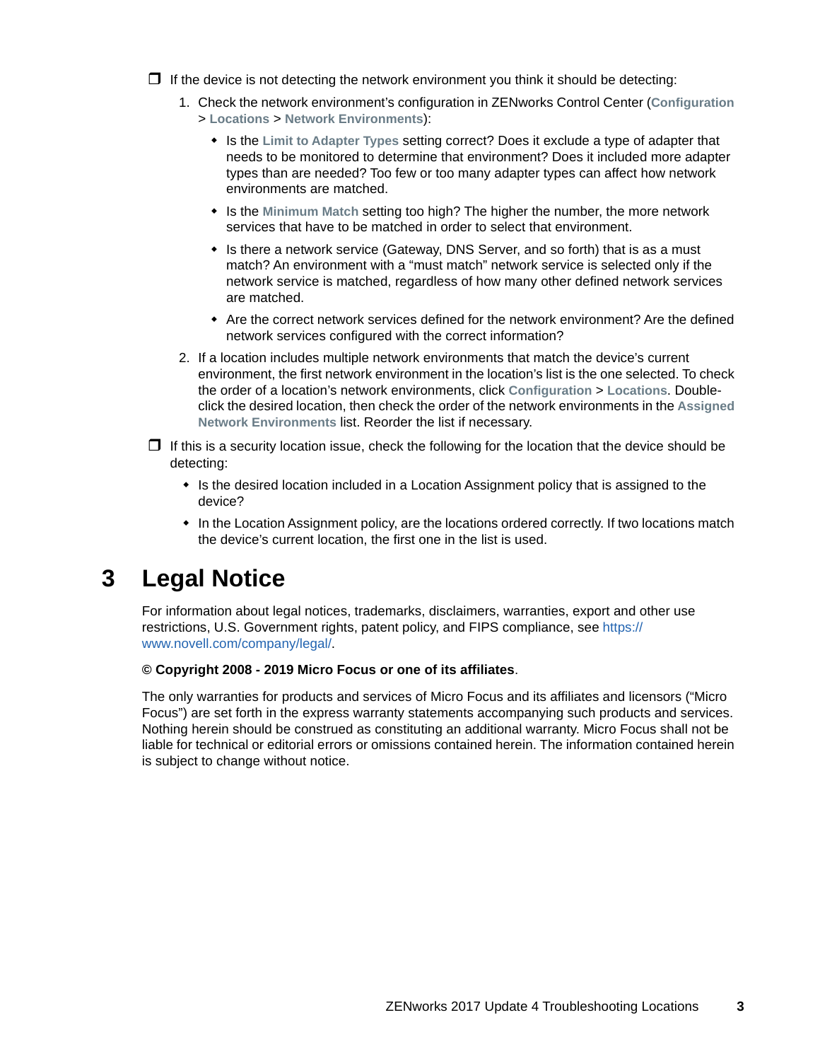- ☐ If the device is not detecting the network environment you think it should be detecting:
  1. Check the network environment's configuration in ZENworks Control Center (**Configuration** > **Locations** > **Network Environments**):
     - Is the **Limit to Adapter Types** setting correct? Does it exclude a type of adapter that needs to be monitored to determine that environment? Does it included more adapter types than are needed? Too few or too many adapter types can affect how network environments are matched.
     - Is the **Minimum Match** setting too high? The higher the number, the more network services that have to be matched in order to select that environment.
     - Is there a network service (Gateway, DNS Server, and so forth) that is as a must match? An environment with a "must match" network service is selected only if the network service is matched, regardless of how many other defined network services are matched.
     - Are the correct network services defined for the network environment? Are the defined network services configured with the correct information?
  2. If a location includes multiple network environments that match the device's current environment, the first network environment in the location's list is the one selected. To check the order of a location's network environments, click **Configuration** > **Locations**. Double-click the desired location, then check the order of the network environments in the **Assigned Network Environments** list. Reorder the list if necessary.
- ☐ If this is a security location issue, check the following for the location that the device should be detecting:
  - Is the desired location included in a Location Assignment policy that is assigned to the device?
  - In the Location Assignment policy, are the locations ordered correctly. If two locations match the device's current location, the first one in the list is used.

# 3 Legal Notice

For information about legal notices, trademarks, disclaimers, warranties, export and other use restrictions, U.S. Government rights, patent policy, and FIPS compliance, see https://www.novell.com/company/legal/.

**© Copyright 2008 - 2019 Micro Focus or one of its affiliates**.

The only warranties for products and services of Micro Focus and its affiliates and licensors ("Micro Focus") are set forth in the express warranty statements accompanying such products and services. Nothing herein should be construed as constituting an additional warranty. Micro Focus shall not be liable for technical or editorial errors or omissions contained herein. The information contained herein is subject to change without notice.